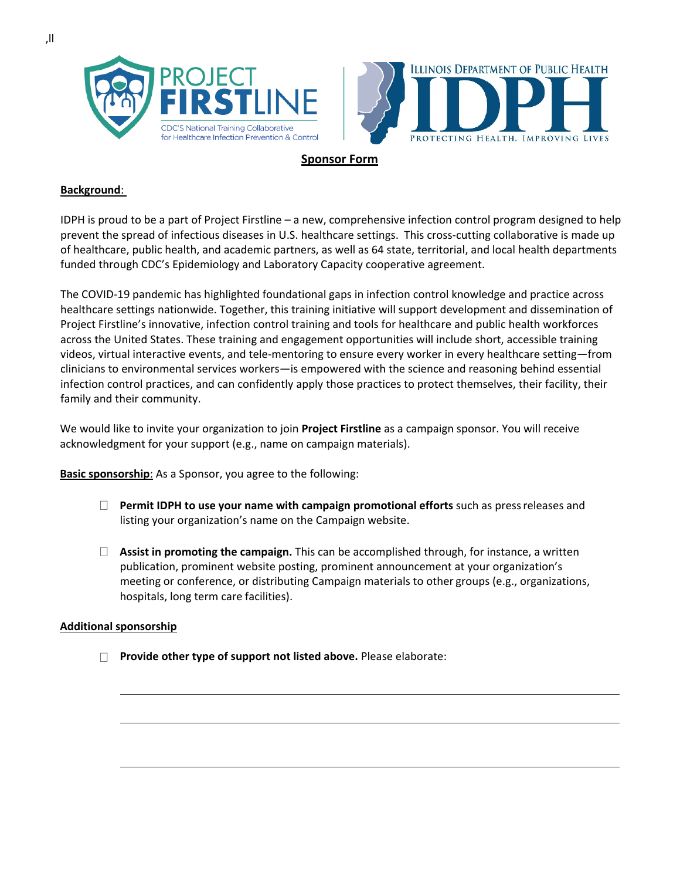## Sponsor Form

**Background**:

IDPH is proud to be a part of Project Firstline – a new, comprehensive infection control program designed to help prevent the spread of infectious diseases in U.S. healthcare settings. This cross-cutting collaborative is made up of healthcare, public health, and academic partners, as well as 64 state, territorial, and local health departments funded through CDC's Epidemiology and Laboratory Capacity cooperative agreement.

The COVID-19 pandemic has highlighted foundational gaps in infection control knowledge and practice across healthcare settings nationwide. Together, this training initiative will support development and dissemination of Project Firstline's innovative, infection control training and tools for healthcare and public health workforces across the United States. These training and engagement opportunities will include short, accessible training videos, virtual interactive events, and tele-mentoring to ensure every worker in every healthcare setting—from clinicians to environmental services workers—is empowered with the science and reasoning behind essential infection control practices, and can confidently apply those practices to protect themselves, their facility, their family and their community.

We would like to invite your organization to join **Project Firstline** as a campaign sponsor. You will receive acknowledgment for your support (e.g., name on campaign materials).

**Basic sponsorship**: As a Sponsor, you agree to the following:

- ☐ **Permit IDPH to use your name with campaign promotional efforts** such as press releases and listing your organization's name on the Campaign website.
- ☐ **Assist in promoting the campaign.** This can be accomplished through, for instance, a written publication, prominent website posting, prominent announcement at your organization's meeting or conference, or distributing Campaign materials to other groups (e.g., organizations, hospitals, long term care facilities).

**Additional sponsorship**

- ☐ **Provide other type of support not listed above.** Please elaborate:

______________________________________________

______________________________________________

______________________________________________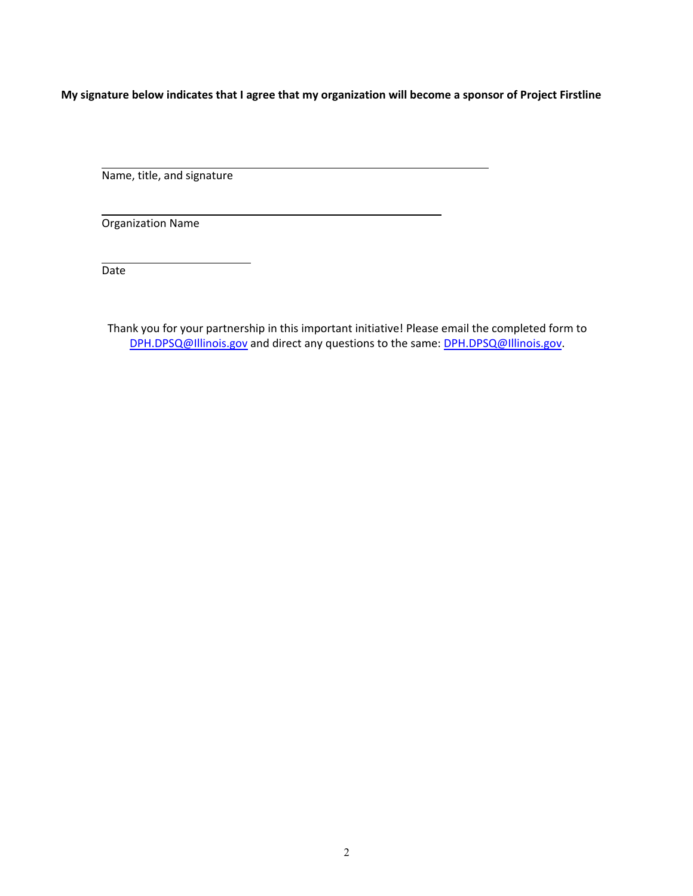**My signature below indicates that I agree that my organization will become a sponsor of Project Firstline**

\_\_\_\_\_\_\_\_\_\_\_\_\_\_\_\_\_\_\_\_\_\_\_\_\_\_\_\_\_\_\_\_\_\_\_\_\_\_\_\_\_\_\_\_\_\_\_\_\_\_

Name, title, and signature

\_\_\_\_\_\_\_\_\_\_\_\_\_\_\_\_\_\_\_\_\_\_\_\_\_\_\_\_\_\_\_\_\_\_\_\_\_\_\_\_\_\_\_\_

Organization Name

\_\_\_\_\_\_\_\_\_\_\_\_\_\_\_\_\_\_\_\_

Date

Thank you for your partnership in this important initiative! Please email the completed form to DPH.DPSQ@Illinois.gov and direct any questions to the same: DPH.DPSQ@Illinois.gov.